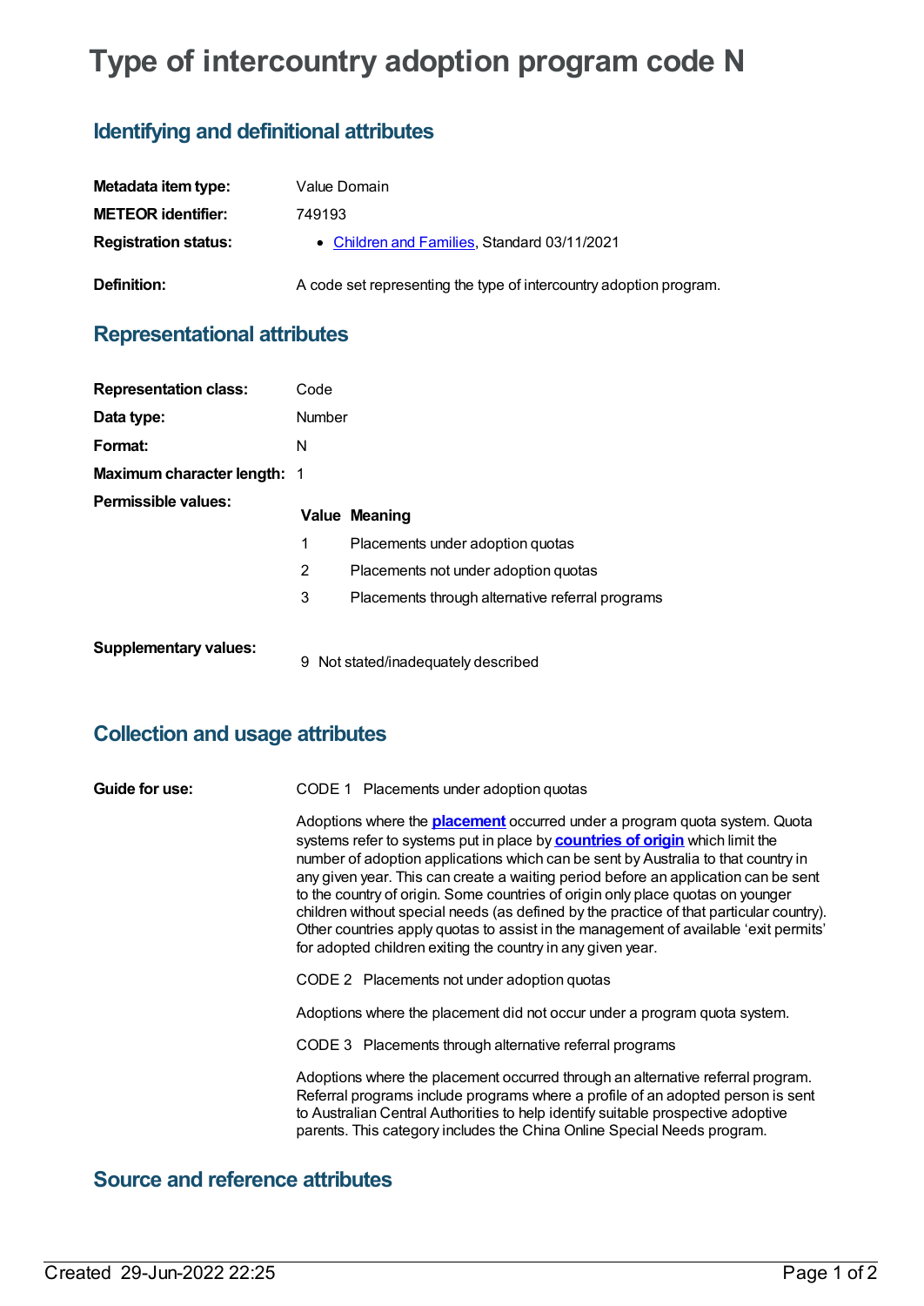# Type of intercountry adoption program code N

## Identifying and definitional attributes

| | |
|---|---|
| **Metadata item type:** | Value Domain |
| **METEOR identifier:** | 749193 |
| **Registration status:** | • Children and Families, Standard 03/11/2021 |
| **Definition:** | A code set representing the type of intercountry adoption program. |

## Representational attributes

| | |
|---|---|
| **Representation class:** | Code |
| **Data type:** | Number |
| **Format:** | N |
| **Maximum character length:** | 1 |

**Permissible values:**

| Value | Meaning |
|---|---|
| 1 | Placements under adoption quotas |
| 2 | Placements not under adoption quotas |
| 3 | Placements through alternative referral programs |

**Supplementary values:**

| Value | Meaning |
|---|---|
| 9 | Not stated/inadequately described |

## Collection and usage attributes

**Guide for use:**

CODE 1 Placements under adoption quotas

Adoptions where the **placement** occurred under a program quota system. Quota systems refer to systems put in place by **countries of origin** which limit the number of adoption applications which can be sent by Australia to that country in any given year. This can create a waiting period before an application can be sent to the country of origin. Some countries of origin only place quotas on younger children without special needs (as defined by the practice of that particular country). Other countries apply quotas to assist in the management of available 'exit permits' for adopted children exiting the country in any given year.

CODE 2 Placements not under adoption quotas

Adoptions where the placement did not occur under a program quota system.

CODE 3 Placements through alternative referral programs

Adoptions where the placement occurred through an alternative referral program. Referral programs include programs where a profile of an adopted person is sent to Australian Central Authorities to help identify suitable prospective adoptive parents. This category includes the China Online Special Needs program.

## Source and reference attributes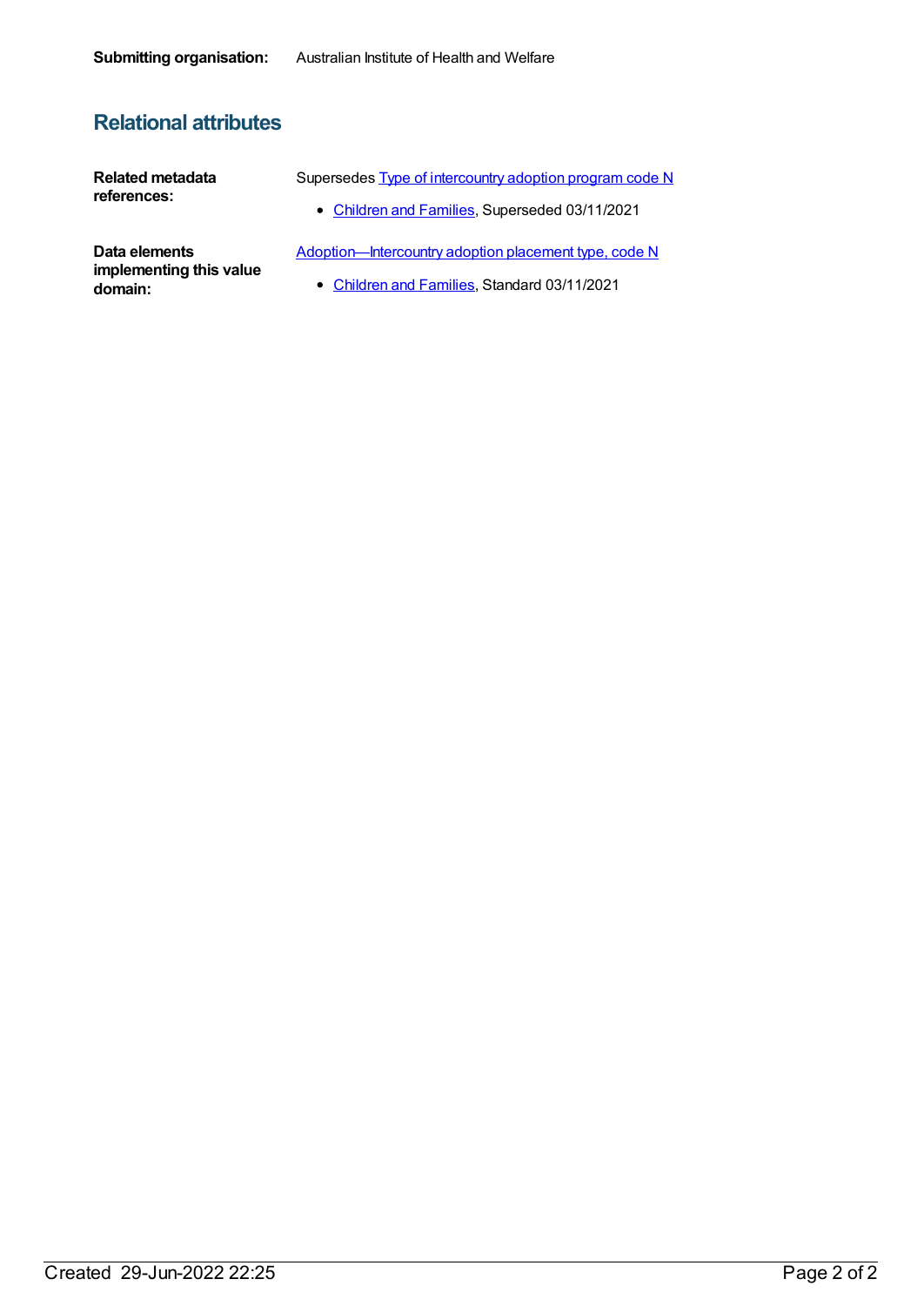**Submitting organisation:** Australian Institute of Health and Welfare

## Relational attributes

**Related metadata references:**

Supersedes Type of intercountry adoption program code N

- Children and Families, Superseded 03/11/2021

**Data elements implementing this value domain:**

Adoption—Intercountry adoption placement type, code N

- Children and Families, Standard 03/11/2021